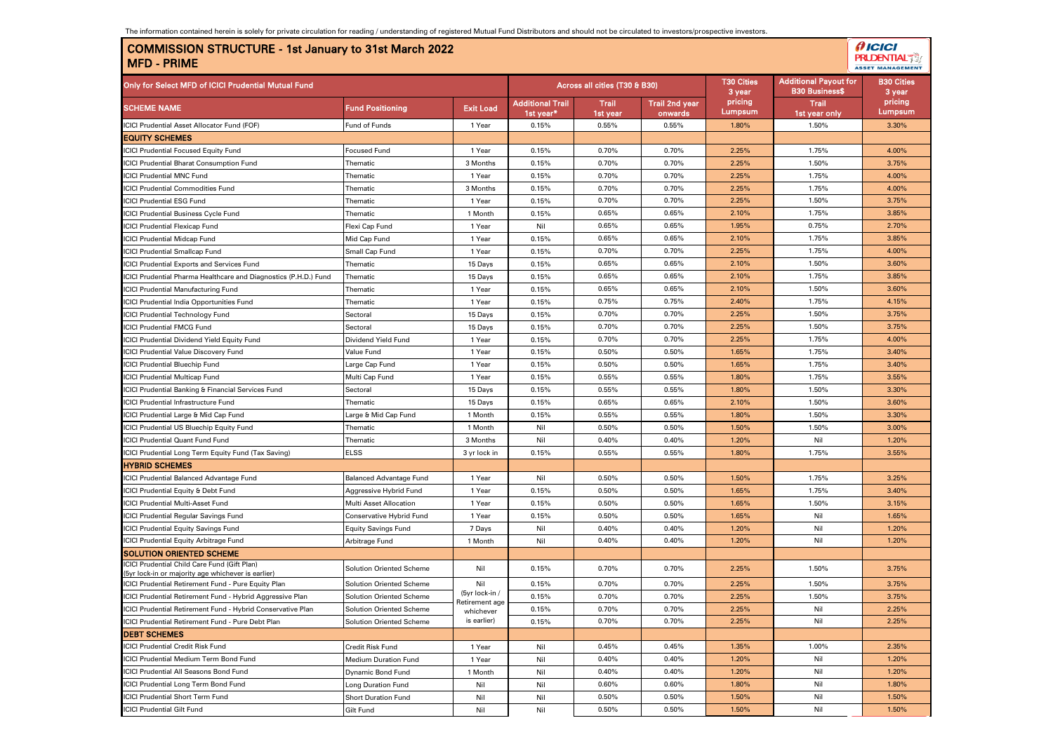The information contained herein is solely for private circulation for reading / understanding of registered Mutual Fund Distributors and should not be circulated to investors/prospective investors.

# COMMISSION STRUCTURE - 1st January to 31st March 2022
## MFD - PRIME

| Only for Select MFD of ICICI Prudential Mutual Fund | | | Across all cities (T30 & B30) | | | T30 Cities 3 year pricing Lumpsum | Additional Payout for B30 Business$ | B30 Cities 3 year pricing Lumpsum |
|---|---|---|---|---|---|---|---|---|
| SCHEME NAME | Fund Positioning | Exit Load | Additional Trail 1st year* | Trail 1st year | Trail 2nd year onwards | | Trail 1st year only | |
| ICICI Prudential Asset Allocator Fund (FOF) | Fund of Funds | 1 Year | 0.15% | 0.55% | 0.55% | 1.80% | 1.50% | 3.30% |
| **EQUITY SCHEMES** | | | | | | | | |
| ICICI Prudential Focused Equity Fund | Focused Fund | 1 Year | 0.15% | 0.70% | 0.70% | 2.25% | 1.75% | 4.00% |
| ICICI Prudential Bharat Consumption Fund | Thematic | 3 Months | 0.15% | 0.70% | 0.70% | 2.25% | 1.50% | 3.75% |
| ICICI Prudential MNC Fund | Thematic | 1 Year | 0.15% | 0.70% | 0.70% | 2.25% | 1.75% | 4.00% |
| ICICI Prudential Commodities Fund | Thematic | 3 Months | 0.15% | 0.70% | 0.70% | 2.25% | 1.75% | 4.00% |
| ICICI Prudential ESG Fund | Thematic | 1 Year | 0.15% | 0.70% | 0.70% | 2.25% | 1.50% | 3.75% |
| ICICI Prudential Business Cycle Fund | Thematic | 1 Month | 0.15% | 0.65% | 0.65% | 2.10% | 1.75% | 3.85% |
| ICICI Prudential Flexicap Fund | Flexi Cap Fund | 1 Year | Nil | 0.65% | 0.65% | 1.95% | 0.75% | 2.70% |
| ICICI Prudential Midcap Fund | Mid Cap Fund | 1 Year | 0.15% | 0.65% | 0.65% | 2.10% | 1.75% | 3.85% |
| ICICI Prudential Smallcap Fund | Small Cap Fund | 1 Year | 0.15% | 0.70% | 0.70% | 2.25% | 1.75% | 4.00% |
| ICICI Prudential Exports and Services Fund | Thematic | 15 Days | 0.15% | 0.65% | 0.65% | 2.10% | 1.50% | 3.60% |
| ICICI Prudential Pharma Healthcare and Diagnostics (P.H.D.) Fund | Thematic | 15 Days | 0.15% | 0.65% | 0.65% | 2.10% | 1.75% | 3.85% |
| ICICI Prudential Manufacturing Fund | Thematic | 1 Year | 0.15% | 0.65% | 0.65% | 2.10% | 1.50% | 3.60% |
| ICICI Prudential India Opportunities Fund | Thematic | 1 Year | 0.15% | 0.75% | 0.75% | 2.40% | 1.75% | 4.15% |
| ICICI Prudential Technology Fund | Sectoral | 15 Days | 0.15% | 0.70% | 0.70% | 2.25% | 1.50% | 3.75% |
| ICICI Prudential FMCG Fund | Sectoral | 15 Days | 0.15% | 0.70% | 0.70% | 2.25% | 1.50% | 3.75% |
| ICICI Prudential Dividend Yield Equity Fund | Dividend Yield Fund | 1 Year | 0.15% | 0.70% | 0.70% | 2.25% | 1.75% | 4.00% |
| ICICI Prudential Value Discovery Fund | Value Fund | 1 Year | 0.15% | 0.50% | 0.50% | 1.65% | 1.75% | 3.40% |
| ICICI Prudential Bluechip Fund | Large Cap Fund | 1 Year | 0.15% | 0.50% | 0.50% | 1.65% | 1.75% | 3.40% |
| ICICI Prudential Multicap Fund | Multi Cap Fund | 1 Year | 0.15% | 0.55% | 0.55% | 1.80% | 1.75% | 3.55% |
| ICICI Prudential Banking & Financial Services Fund | Sectoral | 15 Days | 0.15% | 0.55% | 0.55% | 1.80% | 1.50% | 3.30% |
| ICICI Prudential Infrastructure Fund | Thematic | 15 Days | 0.15% | 0.65% | 0.65% | 2.10% | 1.50% | 3.60% |
| ICICI Prudential Large & Mid Cap Fund | Large & Mid Cap Fund | 1 Month | 0.15% | 0.55% | 0.55% | 1.80% | 1.50% | 3.30% |
| ICICI Prudential US Bluechip Equity Fund | Thematic | 1 Month | Nil | 0.50% | 0.50% | 1.50% | 1.50% | 3.00% |
| ICICI Prudential Quant Fund Fund | Thematic | 3 Months | Nil | 0.40% | 0.40% | 1.20% | Nil | 1.20% |
| ICICI Prudential Long Term Equity Fund (Tax Saving) | ELSS | 3 yr lock in | 0.15% | 0.55% | 0.55% | 1.80% | 1.75% | 3.55% |
| **HYBRID SCHEMES** | | | | | | | | |
| ICICI Prudential Balanced Advantage Fund | Balanced Advantage Fund | 1 Year | Nil | 0.50% | 0.50% | 1.50% | 1.75% | 3.25% |
| ICICI Prudential Equity & Debt Fund | Aggressive Hybrid Fund | 1 Year | 0.15% | 0.50% | 0.50% | 1.65% | 1.75% | 3.40% |
| ICICI Prudential Multi-Asset Fund | Multi Asset Allocation | 1 Year | 0.15% | 0.50% | 0.50% | 1.65% | 1.50% | 3.15% |
| ICICI Prudential Regular Savings Fund | Conservative Hybrid Fund | 1 Year | 0.15% | 0.50% | 0.50% | 1.65% | Nil | 1.65% |
| ICICI Prudential Equity Savings Fund | Equity Savings Fund | 7 Days | Nil | 0.40% | 0.40% | 1.20% | Nil | 1.20% |
| ICICI Prudential Equity Arbitrage Fund | Arbitrage Fund | 1 Month | Nil | 0.40% | 0.40% | 1.20% | Nil | 1.20% |
| **SOLUTION ORIENTED SCHEME** | | | | | | | | |
| ICICI Prudential Child Care Fund (Gift Plan) (5yr lock-in or majority age whichever is earlier) | Solution Oriented Scheme | Nil | 0.15% | 0.70% | 0.70% | 2.25% | 1.50% | 3.75% |
| ICICI Prudential Retirement Fund - Pure Equity Plan | Solution Oriented Scheme | Nil (5yr lock-in / Retirement age whichever is earlier) | 0.15% | 0.70% | 0.70% | 2.25% | 1.50% | 3.75% |
| ICICI Prudential Retirement Fund - Hybrid Aggressive Plan | Solution Oriented Scheme | | 0.15% | 0.70% | 0.70% | 2.25% | 1.50% | 3.75% |
| ICICI Prudential Retirement Fund - Hybrid Conservative Plan | Solution Oriented Scheme | | 0.15% | 0.70% | 0.70% | 2.25% | Nil | 2.25% |
| ICICI Prudential Retirement Fund - Pure Debt Plan | Solution Oriented Scheme | | 0.15% | 0.70% | 0.70% | 2.25% | Nil | 2.25% |
| **DEBT SCHEMES** | | | | | | | | |
| ICICI Prudential Credit Risk Fund | Credit Risk Fund | 1 Year | Nil | 0.45% | 0.45% | 1.35% | 1.00% | 2.35% |
| ICICI Prudential Medium Term Bond Fund | Medium Duration Fund | 1 Year | Nil | 0.40% | 0.40% | 1.20% | Nil | 1.20% |
| ICICI Prudential All Seasons Bond Fund | Dynamic Bond Fund | 1 Month | Nil | 0.40% | 0.40% | 1.20% | Nil | 1.20% |
| ICICI Prudential Long Term Bond Fund | Long Duration Fund | Nil | Nil | 0.60% | 0.60% | 1.80% | Nil | 1.80% |
| ICICI Prudential Short Term Fund | Short Duration Fund | Nil | Nil | 0.50% | 0.50% | 1.50% | Nil | 1.50% |
| ICICI Prudential Gilt Fund | Gilt Fund | Nil | Nil | 0.50% | 0.50% | 1.50% | Nil | 1.50% |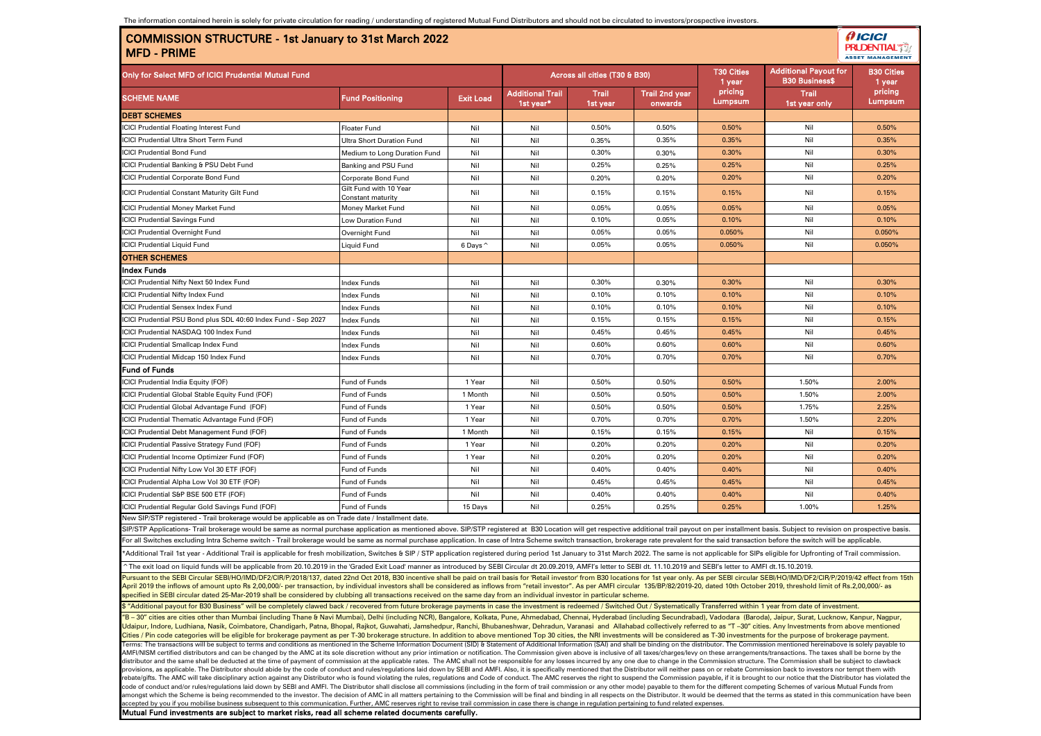The information contained herein is solely for private circulation for reading / understanding of registered Mutual Fund Distributors and should not be circulated to investors/prospective investors.

# COMMISSION STRUCTURE - 1st January to 31st March 2022
## MFD - PRIME

| Only for Select MFD of ICICI Prudential Mutual Fund | | | Across all cities (T30 & B30) | | | T30 Cities 1 year pricing Lumpsum | Additional Payout for B30 Business$ | B30 Cities 1 year pricing Lumpsum |
|---|---|---|---|---|---|---|---|---|
| **SCHEME NAME** | **Fund Positioning** | **Exit Load** | **Additional Trail 1st year*** | **Trail 1st year** | **Trail 2nd year onwards** | | **Trail 1st year only** | |
| **DEBT SCHEMES** | | | | | | | | |
| ICICI Prudential Floating Interest Fund | Floater Fund | Nil | Nil | 0.50% | 0.50% | 0.50% | Nil | 0.50% |
| ICICI Prudential Ultra Short Term Fund | Ultra Short Duration Fund | Nil | Nil | 0.35% | 0.35% | 0.35% | Nil | 0.35% |
| ICICI Prudential Bond Fund | Medium to Long Duration Fund | Nil | Nil | 0.30% | 0.30% | 0.30% | Nil | 0.30% |
| ICICI Prudential Banking & PSU Debt Fund | Banking and PSU Fund | Nil | Nil | 0.25% | 0.25% | 0.25% | Nil | 0.25% |
| ICICI Prudential Corporate Bond Fund | Corporate Bond Fund | Nil | Nil | 0.20% | 0.20% | 0.20% | Nil | 0.20% |
| ICICI Prudential Constant Maturity Gilt Fund | Gilt Fund with 10 Year Constant maturity | Nil | Nil | 0.15% | 0.15% | 0.15% | Nil | 0.15% |
| ICICI Prudential Money Market Fund | Money Market Fund | Nil | Nil | 0.05% | 0.05% | 0.05% | Nil | 0.05% |
| ICICI Prudential Savings Fund | Low Duration Fund | Nil | Nil | 0.10% | 0.05% | 0.10% | Nil | 0.10% |
| ICICI Prudential Overnight Fund | Overnight Fund | Nil | Nil | 0.05% | 0.05% | 0.050% | Nil | 0.050% |
| ICICI Prudential Liquid Fund | Liquid Fund | 6 Days ^ | Nil | 0.05% | 0.05% | 0.050% | Nil | 0.050% |
| **OTHER SCHEMES** | | | | | | | | |
| **Index Funds** | | | | | | | | |
| ICICI Prudential Nifty Next 50 Index Fund | Index Funds | Nil | Nil | 0.30% | 0.30% | 0.30% | Nil | 0.30% |
| ICICI Prudential Nifty Index Fund | Index Funds | Nil | Nil | 0.10% | 0.10% | 0.10% | Nil | 0.10% |
| ICICI Prudential Sensex Index Fund | Index Funds | Nil | Nil | 0.10% | 0.10% | 0.10% | Nil | 0.10% |
| ICICI Prudential PSU Bond plus SDL 40:60 Index Fund - Sep 2027 | Index Funds | Nil | Nil | 0.15% | 0.15% | 0.15% | Nil | 0.15% |
| ICICI Prudential NASDAQ 100 Index Fund | Index Funds | Nil | Nil | 0.45% | 0.45% | 0.45% | Nil | 0.45% |
| ICICI Prudential Smallcap Index Fund | Index Funds | Nil | Nil | 0.60% | 0.60% | 0.60% | Nil | 0.60% |
| ICICI Prudential Midcap 150 Index Fund | Index Funds | Nil | Nil | 0.70% | 0.70% | 0.70% | Nil | 0.70% |
| **Fund of Funds** | | | | | | | | |
| ICICI Prudential India Equity (FOF) | Fund of Funds | 1 Year | Nil | 0.50% | 0.50% | 0.50% | 1.50% | 2.00% |
| ICICI Prudential Global Stable Equity Fund (FOF) | Fund of Funds | 1 Month | Nil | 0.50% | 0.50% | 0.50% | 1.50% | 2.00% |
| ICICI Prudential Global Advantage Fund (FOF) | Fund of Funds | 1 Year | Nil | 0.50% | 0.50% | 0.50% | 1.75% | 2.25% |
| ICICI Prudential Thematic Advantage Fund (FOF) | Fund of Funds | 1 Year | Nil | 0.70% | 0.70% | 0.70% | 1.50% | 2.20% |
| ICICI Prudential Debt Management Fund (FOF) | Fund of Funds | 1 Month | Nil | 0.15% | 0.15% | 0.15% | Nil | 0.15% |
| ICICI Prudential Passive Strategy Fund (FOF) | Fund of Funds | 1 Year | Nil | 0.20% | 0.20% | 0.20% | Nil | 0.20% |
| ICICI Prudential Income Optimizer Fund (FOF) | Fund of Funds | 1 Year | Nil | 0.20% | 0.20% | 0.20% | Nil | 0.20% |
| ICICI Prudential Nifty Low Vol 30 ETF (FOF) | Fund of Funds | Nil | Nil | 0.40% | 0.40% | 0.40% | Nil | 0.40% |
| ICICI Prudential Alpha Low Vol 30 ETF (FOF) | Fund of Funds | Nil | Nil | 0.45% | 0.45% | 0.45% | Nil | 0.45% |
| ICICI Prudential S&P BSE 500 ETF (FOF) | Fund of Funds | Nil | Nil | 0.40% | 0.40% | 0.40% | Nil | 0.40% |
| ICICI Prudential Regular Gold Savings Fund (FOF) | Fund of Funds | 15 Days | Nil | 0.25% | 0.25% | 0.25% | 1.00% | 1.25% |

New SIP/STP registered - Trail brokerage would be applicable as on Trade date / Installment date.

SIP/STP Applications- Trail brokerage would be same as normal purchase application as mentioned above. SIP/STP registered at B30 Location will get respective additional trail payout on per installment basis. Subject to revision on prospective basis.

For all Switches excluding Intra Scheme switch - Trail brokerage would be same as normal purchase application. In case of Intra Scheme switch transaction, brokerage rate prevalent for the said transaction before the switch will be applicable.

*Additional Trail 1st year - Additional Trail is applicable for fresh mobilization, Switches & SIP / STP application registered during period 1st January to 31st March 2022. The same is not applicable for SIPs eligible for Upfronting of Trail commission.

^ The exit load on liquid funds will be applicable from 20.10.2019 in the 'Graded Exit Load' manner as introduced by SEBI Circular dt 20.09.2019, AMFI's letter to SEBI dt. 11.10.2019 and SEBI's letter to AMFI dt.15.10.2019.

Pursuant to the SEBI Circular SEBI/HO/IMD/DF2/CIR/P/2018/137, dated 22nd Oct 2018, B30 incentive shall be paid on trail basis for 'Retail investor' from B30 locations for 1st year only. As per SEBI circular SEBI/HO/IMD/DF2/CIR/P/2019/42 effect from 15th April 2019 the inflows of amount upto Rs 2,00,000/- per transaction, by individual investors shall be considered as inflows from "retail investor". As per AMFI circular 135/BP/82/2019-20, dated 10th October 2019, threshold limit of Rs.2,00,000/- as specified in SEBI circular dated 25-Mar-2019 shall be considered by clubbing all transactions received on the same day from an individual investor in particular scheme.

$ "Additional payout for B30 Business" will be completely clawed back / recovered from future brokerage payments in case the investment is redeemed / Switched Out / Systematically Transferred within 1 year from date of investment.

"B – 30" cities are cities other than Mumbai (including Thane & Navi Mumbai), Delhi (including NCR), Bangalore, Kolkata, Pune, Ahmedabad, Chennai, Hyderabad (including Secundrabad), Vadodara (Baroda), Jaipur, Surat, Lucknow, Kanpur, Nagpur, Udaipur, Indore, Ludhiana, Nasik, Coimbatore, Chandigarh, Patna, Bhopal, Rajkot, Guwahati, Jamshedpur, Ranchi, Bhubaneshwar, Dehradun, Varanasi and Allahabad collectively referred to as "T –30" cities. Any Investments from above mentioned Cities / Pin code categories will be eligible for brokerage payment as per T-30 brokerage structure. In addition to above mentioned Top 30 cities, the NRI investments will be considered as T-30 investments for the purpose of brokerage payment.

Terms: The transactions will be subject to terms and conditions as mentioned in the Scheme Information Document (SID) & Statement of Additional Information (SAI) and shall be binding on the distributor. The Commission mentioned hereinabove is solely payable to AMFI/NISM certified distributors and can be changed by the AMC at its sole discretion without any prior intimation or notification. The Commission given above is inclusive of all taxes/charges/levy on these arrangements/transactions. The taxes shall be borne by the distributor and the same shall be deducted at the time of payment of commission at the applicable rates. The AMC shall not be responsible for any losses incurred by any one due to change in the Commission structure. The Commission shall be subject to clawback provisions, as applicable. The Distributor should abide by the code of conduct and rules/regulations laid down by SEBI and AMFI. Also, it is specifically mentioned that the Distributor will neither pass on or rebate Commission back to investors nor tempt them with rebate/gifts. The AMC will take disciplinary action against any Distributor who is found violating the rules, regulations and Code of conduct. The AMC reserves the right to suspend the Commission payable, if it is brought to our notice that the Distributor has violated the code of conduct and/or rules/regulations laid down by SEBI and AMFI. The Distributor shall disclose all commissions (including in the form of trail commission or any other mode) payable to them for the different competing Schemes of various Mutual Funds from amongst which the Scheme is being recommended to the investor. The decision of AMC in all matters pertaining to the Commission will be final and binding in all respects on the Distributor. It would be deemed that the terms as stated in this communication have been accepted by you if you mobilise business subsequent to this communication. Further, AMC reserves right to revise trail commission in case there is change in regulation pertaining to fund related expenses.

**Mutual Fund investments are subject to market risks, read all scheme related documents carefully.**